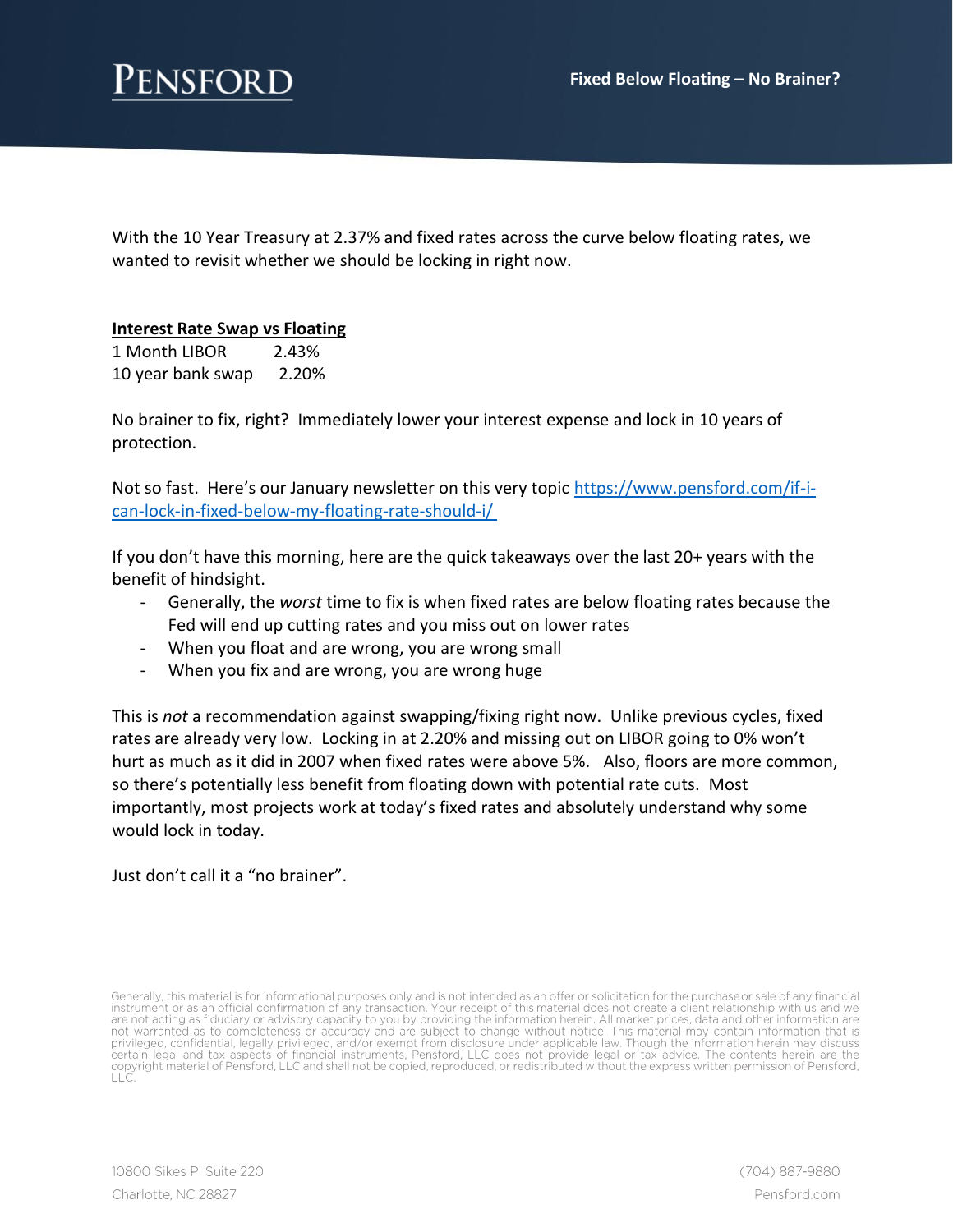# Fixed Below Floating – No Brainer?

With the 10 Year Treasury at 2.37% and fixed rates across the curve below floating rates, we wanted to revisit whether we should be locking in right now.

**Interest Rate Swap vs Floating**

| | |
|---|---|
| 1 Month LIBOR | 2.43% |
| 10 year bank swap | 2.20% |

No brainer to fix, right? Immediately lower your interest expense and lock in 10 years of protection.

Not so fast. Here's our January newsletter on this very topic [https://www.pensford.com/if-i-can-lock-in-fixed-below-my-floating-rate-should-i/](https://www.pensford.com/if-i-can-lock-in-fixed-below-my-floating-rate-should-i/)

If you don't have this morning, here are the quick takeaways over the last 20+ years with the benefit of hindsight.

- Generally, the *worst* time to fix is when fixed rates are below floating rates because the Fed will end up cutting rates and you miss out on lower rates
- When you float and are wrong, you are wrong small
- When you fix and are wrong, you are wrong huge

This is *not* a recommendation against swapping/fixing right now. Unlike previous cycles, fixed rates are already very low. Locking in at 2.20% and missing out on LIBOR going to 0% won't hurt as much as it did in 2007 when fixed rates were above 5%. Also, floors are more common, so there's potentially less benefit from floating down with potential rate cuts. Most importantly, most projects work at today's fixed rates and absolutely understand why some would lock in today.

Just don't call it a "no brainer".

Generally, this material is for informational purposes only and is not intended as an offer or solicitation for the purchase or sale of any financial instrument or as an official confirmation of any transaction. Your receipt of this material does not create a client relationship with us and we are not acting as fiduciary or advisory capacity to you by providing the information herein. All market prices, data and other information are not warranted as to completeness or accuracy and are subject to change without notice. This material may contain information that is privileged, confidential, legally privileged, and/or exempt from disclosure under applicable law. Though the information herein may discuss certain legal and tax aspects of financial instruments, Pensford, LLC does not provide legal or tax advice. The contents herein are the copyright material of Pensford, LLC and shall not be copied, reproduced, or redistributed without the express written permission of Pensford, LLC.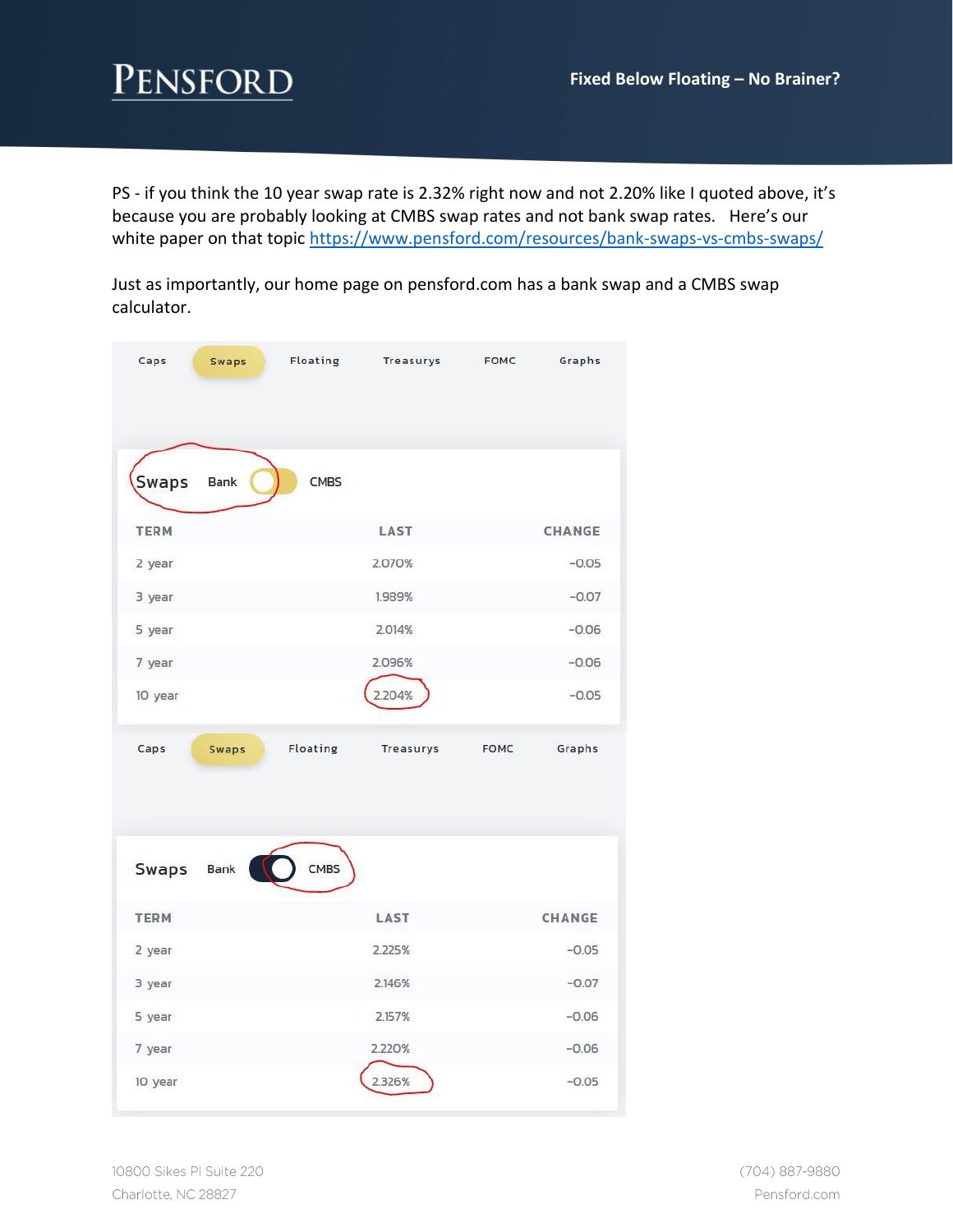PS - if you think the 10 year swap rate is 2.32% right now and not 2.20% like I quoted above, it's because you are probably looking at CMBS swap rates and not bank swap rates.   Here's our white paper on that topic https://www.pensford.com/resources/bank-swaps-vs-cmbs-swaps/

Just as importantly, our home page on pensford.com has a bank swap and a CMBS swap calculator.

Caps | Swaps | Floating | Treasurys | FOMC | Graphs

**Swaps** Bank / CMBS (Bank selected)

| TERM | LAST | CHANGE |
|---|---|---|
| 2 year | 2.070% | -0.05 |
| 3 year | 1.989% | -0.07 |
| 5 year | 2.014% | -0.06 |
| 7 year | 2.096% | -0.06 |
| 10 year | 2.204% | -0.05 |

Caps | Swaps | Floating | Treasurys | FOMC | Graphs

**Swaps** Bank / CMBS (CMBS selected)

| TERM | LAST | CHANGE |
|---|---|---|
| 2 year | 2.225% | -0.05 |
| 3 year | 2.146% | -0.07 |
| 5 year | 2.157% | -0.06 |
| 7 year | 2.220% | -0.06 |
| 10 year | 2.326% | -0.05 |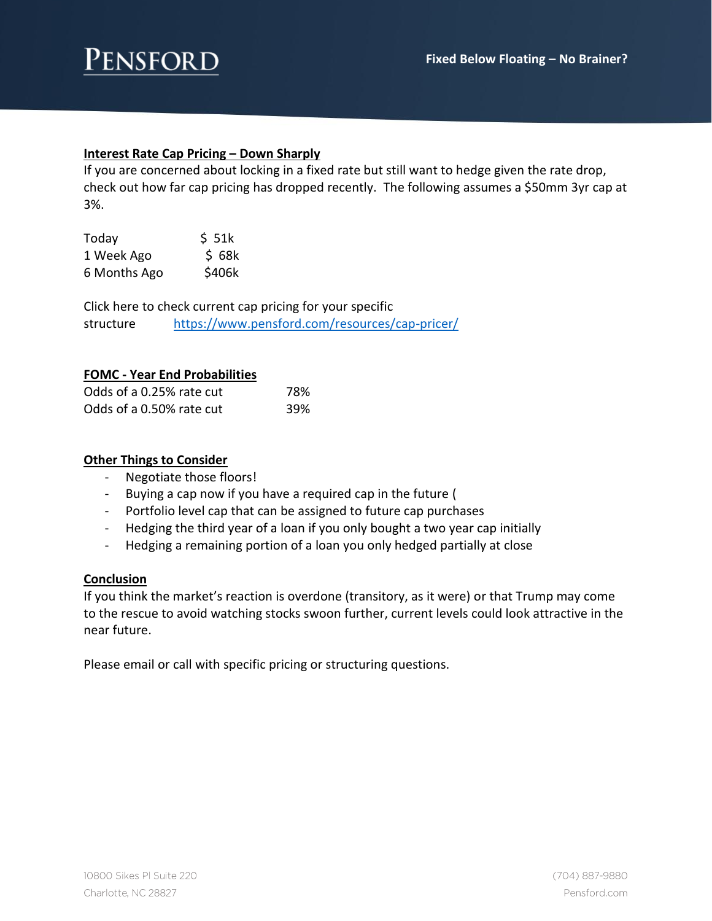## Interest Rate Cap Pricing – Down Sharply

If you are concerned about locking in a fixed rate but still want to hedge given the rate drop, check out how far cap pricing has dropped recently. The following assumes a $50mm 3yr cap at 3%.

| | |
|---|---|
| Today | $ 51k |
| 1 Week Ago | $ 68k |
| 6 Months Ago | $406k |

Click here to check current cap pricing for your specific structure https://www.pensford.com/resources/cap-pricer/

## FOMC - Year End Probabilities

| | |
|---|---|
| Odds of a 0.25% rate cut | 78% |
| Odds of a 0.50% rate cut | 39% |

## Other Things to Consider

- Negotiate those floors!
- Buying a cap now if you have a required cap in the future (
- Portfolio level cap that can be assigned to future cap purchases
- Hedging the third year of a loan if you only bought a two year cap initially
- Hedging a remaining portion of a loan you only hedged partially at close

## Conclusion

If you think the market's reaction is overdone (transitory, as it were) or that Trump may come to the rescue to avoid watching stocks swoon further, current levels could look attractive in the near future.

Please email or call with specific pricing or structuring questions.